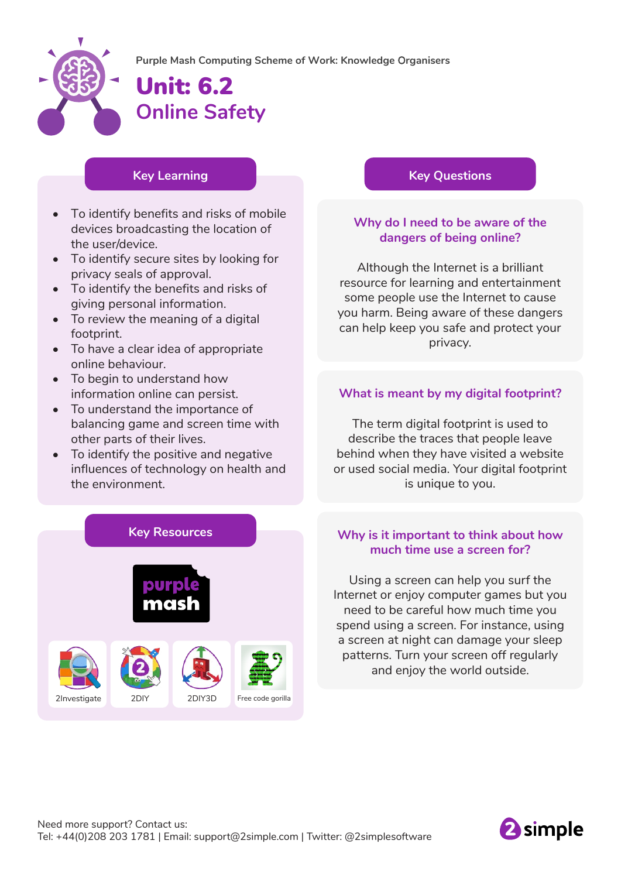Purple Mash Computing Scheme of Work: Knowledge Organisers

# Unit: 6.2
# Online Safety

## Key Learning

- To identify benefits and risks of mobile devices broadcasting the location of the user/device.
- To identify secure sites by looking for privacy seals of approval.
- To identify the benefits and risks of giving personal information.
- To review the meaning of a digital footprint.
- To have a clear idea of appropriate online behaviour.
- To begin to understand how information online can persist.
- To understand the importance of balancing game and screen time with other parts of their lives.
- To identify the positive and negative influences of technology on health and the environment.

## Key Resources

purple mash

2Investigate | 2DIY | 2DIY3D | Free code gorilla

## Key Questions

### Why do I need to be aware of the dangers of being online?

Although the Internet is a brilliant resource for learning and entertainment some people use the Internet to cause you harm. Being aware of these dangers can help keep you safe and protect your privacy.

### What is meant by my digital footprint?

The term digital footprint is used to describe the traces that people leave behind when they have visited a website or used social media. Your digital footprint is unique to you.

### Why is it important to think about how much time use a screen for?

Using a screen can help you surf the Internet or enjoy computer games but you need to be careful how much time you spend using a screen. For instance, using a screen at night can damage your sleep patterns. Turn your screen off regularly and enjoy the world outside.

Need more support? Contact us:
Tel: +44(0)208 203 1781 | Email: support@2simple.com | Twitter: @2simplesoftware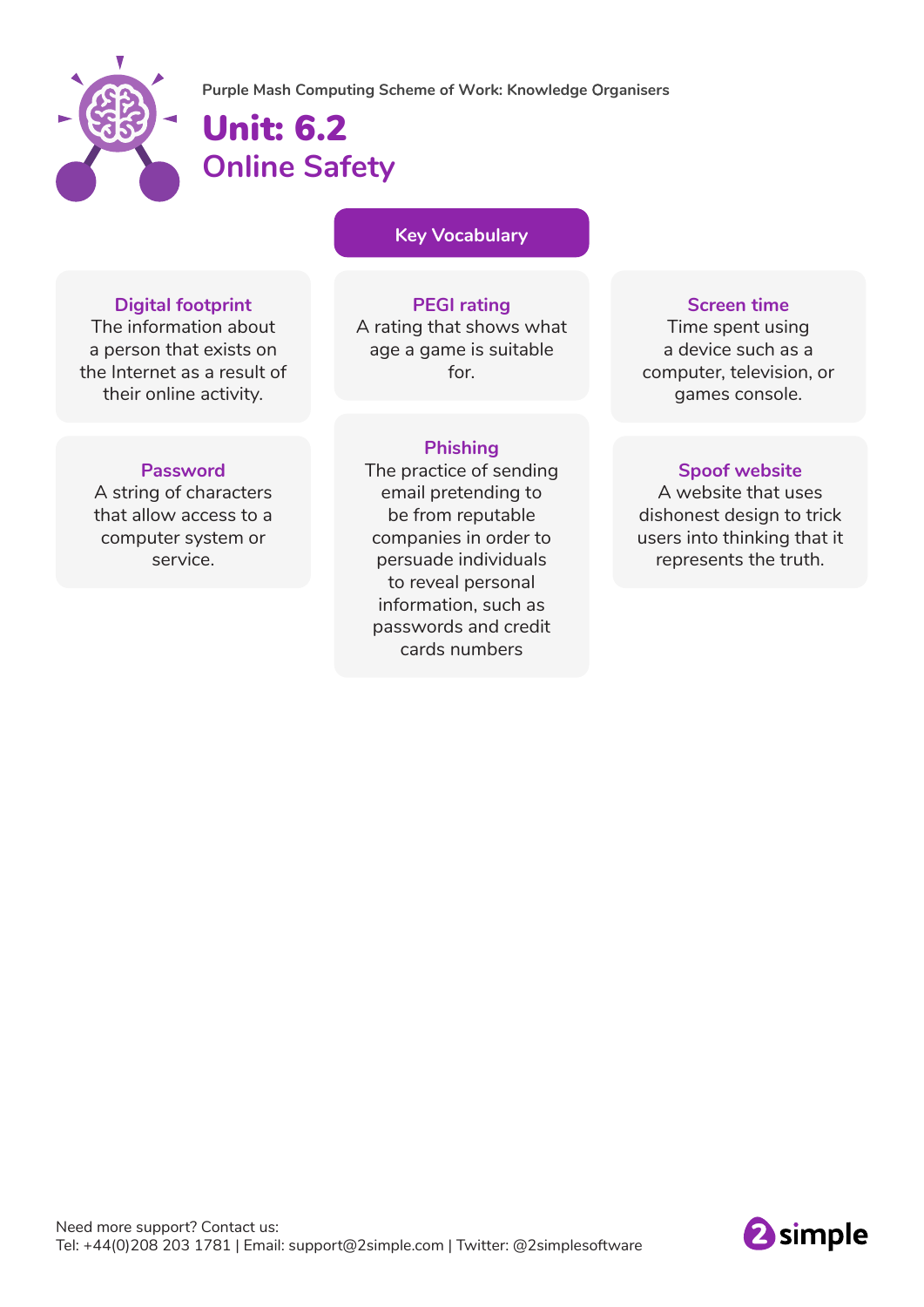Purple Mash Computing Scheme of Work: Knowledge Organisers

# Unit: 6.2
## Online Safety

### Key Vocabulary

**Digital footprint**
The information about a person that exists on the Internet as a result of their online activity.

**PEGI rating**
A rating that shows what age a game is suitable for.

**Screen time**
Time spent using a device such as a computer, television, or games console.

**Password**
A string of characters that allow access to a computer system or service.

**Phishing**
The practice of sending email pretending to be from reputable companies in order to persuade individuals to reveal personal information, such as passwords and credit cards numbers

**Spoof website**
A website that uses dishonest design to trick users into thinking that it represents the truth.

Need more support? Contact us:
Tel: +44(0)208 203 1781 | Email: support@2simple.com | Twitter: @2simplesoftware